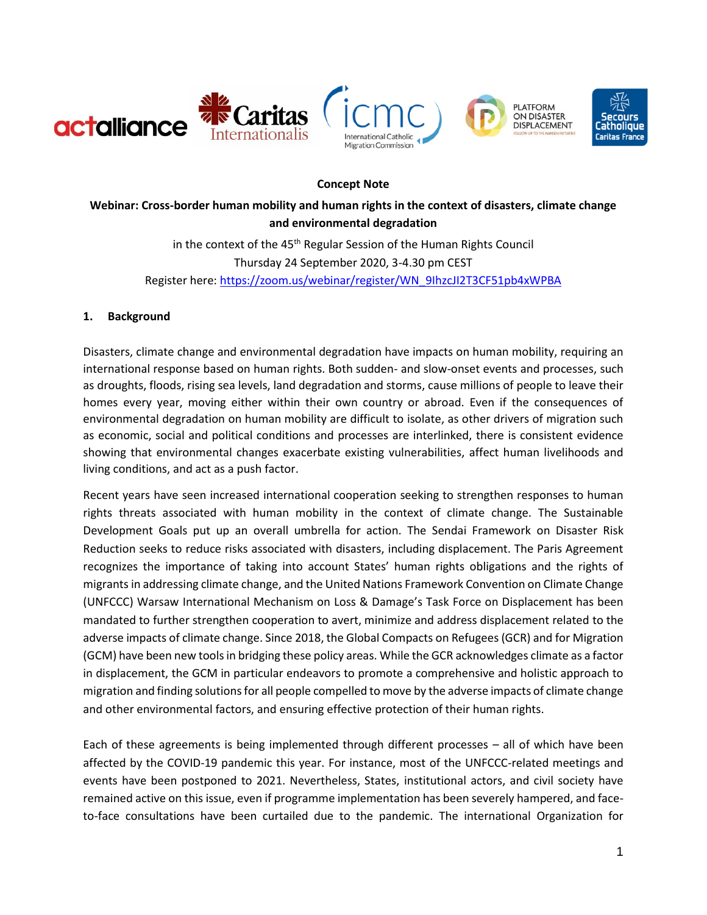**Concept Note**

**Webinar: Cross-border human mobility and human rights in the context of disasters, climate change and environmental degradation**

in the context of the 45th Regular Session of the Human Rights Council

Thursday 24 September 2020, 3-4.30 pm CEST

Register here: [https://zoom.us/webinar/register/WN_9lhzcJI2T3CF51pb4xWPBA](https://zoom.us/webinar/register/WN_9lhzcJI2T3CF51pb4xWPBA)

## 1. Background

Disasters, climate change and environmental degradation have impacts on human mobility, requiring an international response based on human rights. Both sudden- and slow-onset events and processes, such as droughts, floods, rising sea levels, land degradation and storms, cause millions of people to leave their homes every year, moving either within their own country or abroad. Even if the consequences of environmental degradation on human mobility are difficult to isolate, as other drivers of migration such as economic, social and political conditions and processes are interlinked, there is consistent evidence showing that environmental changes exacerbate existing vulnerabilities, affect human livelihoods and living conditions, and act as a push factor.

Recent years have seen increased international cooperation seeking to strengthen responses to human rights threats associated with human mobility in the context of climate change. The Sustainable Development Goals put up an overall umbrella for action. The Sendai Framework on Disaster Risk Reduction seeks to reduce risks associated with disasters, including displacement. The Paris Agreement recognizes the importance of taking into account States' human rights obligations and the rights of migrants in addressing climate change, and the United Nations Framework Convention on Climate Change (UNFCCC) Warsaw International Mechanism on Loss & Damage's Task Force on Displacement has been mandated to further strengthen cooperation to avert, minimize and address displacement related to the adverse impacts of climate change. Since 2018, the Global Compacts on Refugees (GCR) and for Migration (GCM) have been new tools in bridging these policy areas. While the GCR acknowledges climate as a factor in displacement, the GCM in particular endeavors to promote a comprehensive and holistic approach to migration and finding solutions for all people compelled to move by the adverse impacts of climate change and other environmental factors, and ensuring effective protection of their human rights.

Each of these agreements is being implemented through different processes – all of which have been affected by the COVID-19 pandemic this year. For instance, most of the UNFCCC-related meetings and events have been postponed to 2021. Nevertheless, States, institutional actors, and civil society have remained active on this issue, even if programme implementation has been severely hampered, and face-to-face consultations have been curtailed due to the pandemic. The international Organization for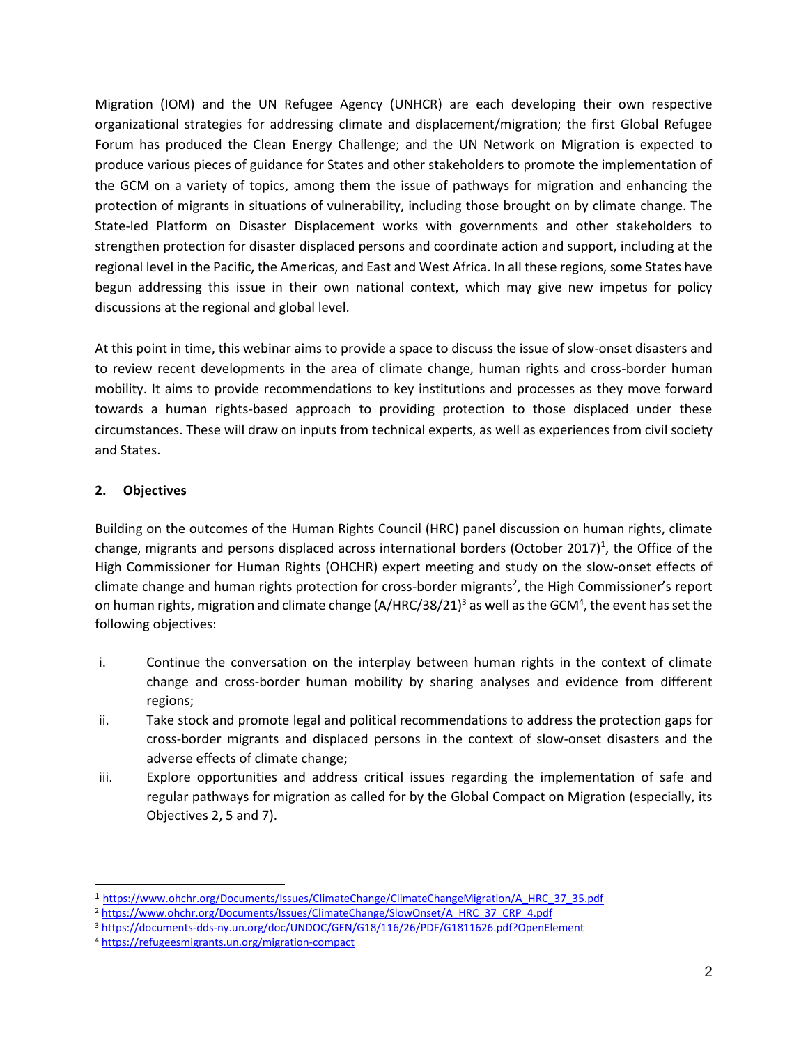Migration (IOM) and the UN Refugee Agency (UNHCR) are each developing their own respective organizational strategies for addressing climate and displacement/migration; the first Global Refugee Forum has produced the Clean Energy Challenge; and the UN Network on Migration is expected to produce various pieces of guidance for States and other stakeholders to promote the implementation of the GCM on a variety of topics, among them the issue of pathways for migration and enhancing the protection of migrants in situations of vulnerability, including those brought on by climate change. The State-led Platform on Disaster Displacement works with governments and other stakeholders to strengthen protection for disaster displaced persons and coordinate action and support, including at the regional level in the Pacific, the Americas, and East and West Africa. In all these regions, some States have begun addressing this issue in their own national context, which may give new impetus for policy discussions at the regional and global level.

At this point in time, this webinar aims to provide a space to discuss the issue of slow-onset disasters and to review recent developments in the area of climate change, human rights and cross-border human mobility. It aims to provide recommendations to key institutions and processes as they move forward towards a human rights-based approach to providing protection to those displaced under these circumstances. These will draw on inputs from technical experts, as well as experiences from civil society and States.

## 2. Objectives

Building on the outcomes of the Human Rights Council (HRC) panel discussion on human rights, climate change, migrants and persons displaced across international borders (October 2017)[1], the Office of the High Commissioner for Human Rights (OHCHR) expert meeting and study on the slow-onset effects of climate change and human rights protection for cross-border migrants[2], the High Commissioner's report on human rights, migration and climate change (A/HRC/38/21)[3] as well as the GCM[4], the event has set the following objectives:

i. Continue the conversation on the interplay between human rights in the context of climate change and cross-border human mobility by sharing analyses and evidence from different regions;
ii. Take stock and promote legal and political recommendations to address the protection gaps for cross-border migrants and displaced persons in the context of slow-onset disasters and the adverse effects of climate change;
iii. Explore opportunities and address critical issues regarding the implementation of safe and regular pathways for migration as called for by the Global Compact on Migration (especially, its Objectives 2, 5 and 7).

---

[1] https://www.ohchr.org/Documents/Issues/ClimateChange/ClimateChangeMigration/A_HRC_37_35.pdf
[2] https://www.ohchr.org/Documents/Issues/ClimateChange/SlowOnset/A_HRC_37_CRP_4.pdf
[3] https://documents-dds-ny.un.org/doc/UNDOC/GEN/G18/116/26/PDF/G1811626.pdf?OpenElement
[4] https://refugeesmigrants.un.org/migration-compact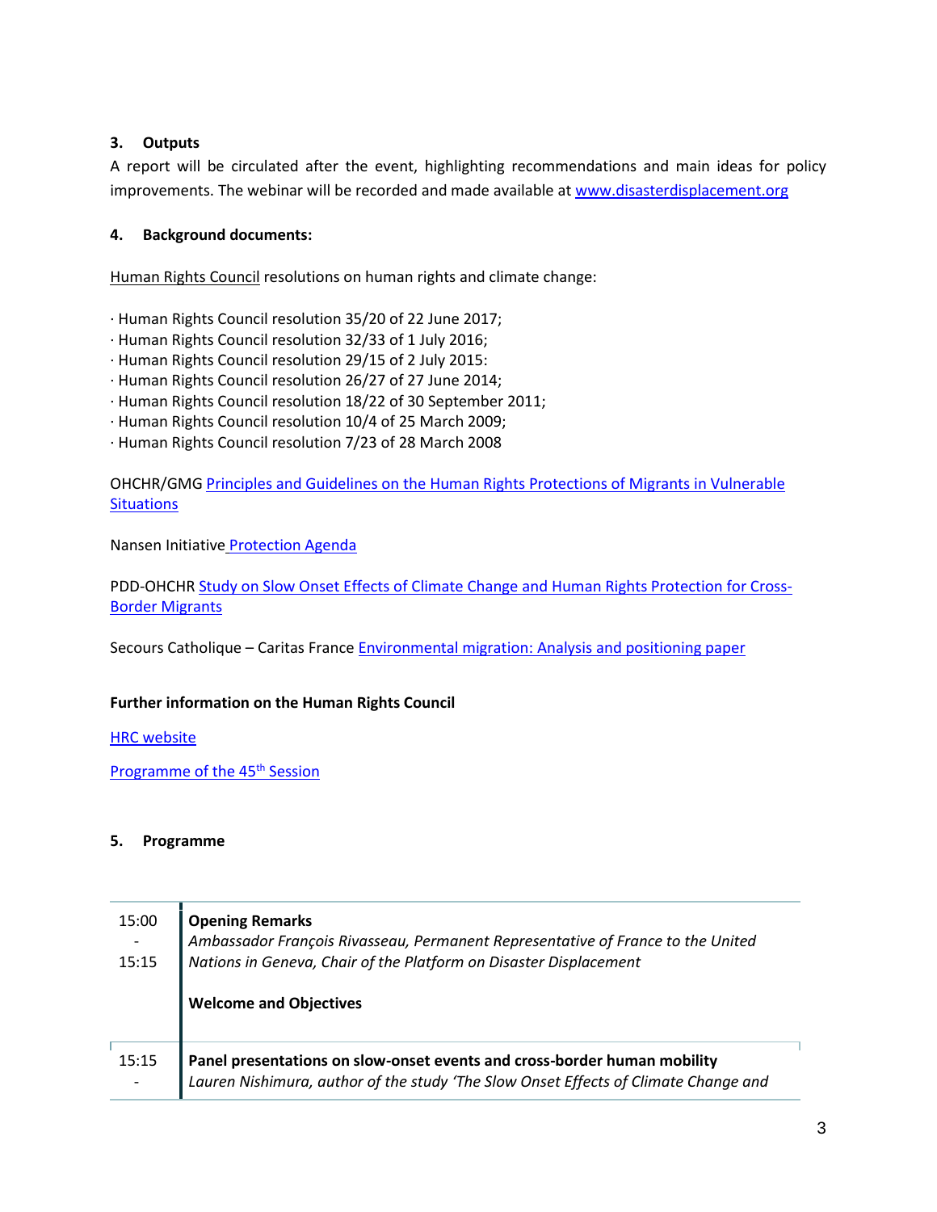## 3. Outputs

A report will be circulated after the event, highlighting recommendations and main ideas for policy improvements. The webinar will be recorded and made available at www.disasterdisplacement.org

## 4. Background documents:

Human Rights Council resolutions on human rights and climate change:

· Human Rights Council resolution 35/20 of 22 June 2017;
· Human Rights Council resolution 32/33 of 1 July 2016;
· Human Rights Council resolution 29/15 of 2 July 2015:
· Human Rights Council resolution 26/27 of 27 June 2014;
· Human Rights Council resolution 18/22 of 30 September 2011;
· Human Rights Council resolution 10/4 of 25 March 2009;
· Human Rights Council resolution 7/23 of 28 March 2008

OHCHR/GMG Principles and Guidelines on the Human Rights Protections of Migrants in Vulnerable Situations

Nansen Initiative Protection Agenda

PDD-OHCHR Study on Slow Onset Effects of Climate Change and Human Rights Protection for Cross-Border Migrants

Secours Catholique – Caritas France Environmental migration: Analysis and positioning paper

**Further information on the Human Rights Council**

HRC website

Programme of the 45th Session

## 5. Programme

| Time | Session |
|---|---|
| 15:00 - 15:15 | **Opening Remarks**<br>*Ambassador François Rivasseau, Permanent Representative of France to the United Nations in Geneva, Chair of the Platform on Disaster Displacement*<br><br>**Welcome and Objectives** |
| 15:15 - | **Panel presentations on slow-onset events and cross-border human mobility**<br>*Lauren Nishimura, author of the study 'The Slow Onset Effects of Climate Change and* |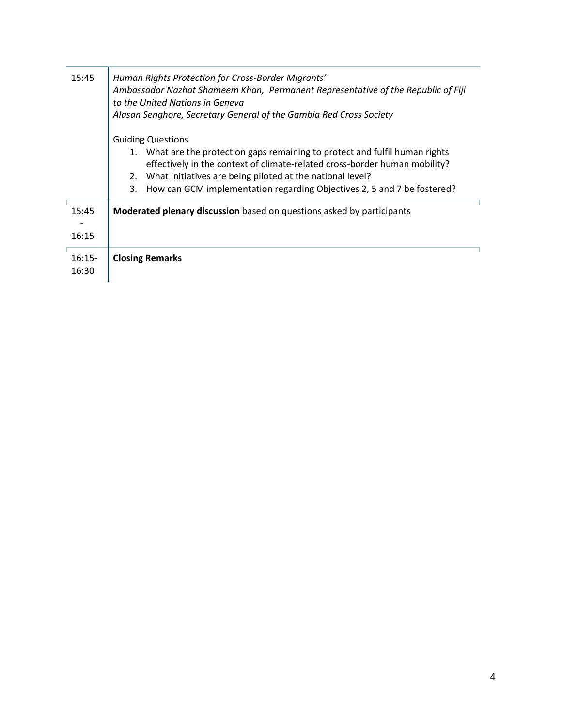| | |
|---|---|
| 15:45 | *Human Rights Protection for Cross-Border Migrants'*<br>*Ambassador Nazhat Shameem Khan, Permanent Representative of the Republic of Fiji to the United Nations in Geneva*<br>*Alasan Senghore, Secretary General of the Gambia Red Cross Society*<br><br>Guiding Questions<br>1. What are the protection gaps remaining to protect and fulfil human rights effectively in the context of climate-related cross-border human mobility?<br>2. What initiatives are being piloted at the national level?<br>3. How can GCM implementation regarding Objectives 2, 5 and 7 be fostered? |
| 15:45 - 16:15 | **Moderated plenary discussion** based on questions asked by participants |
| 16:15-16:30 | **Closing Remarks** |